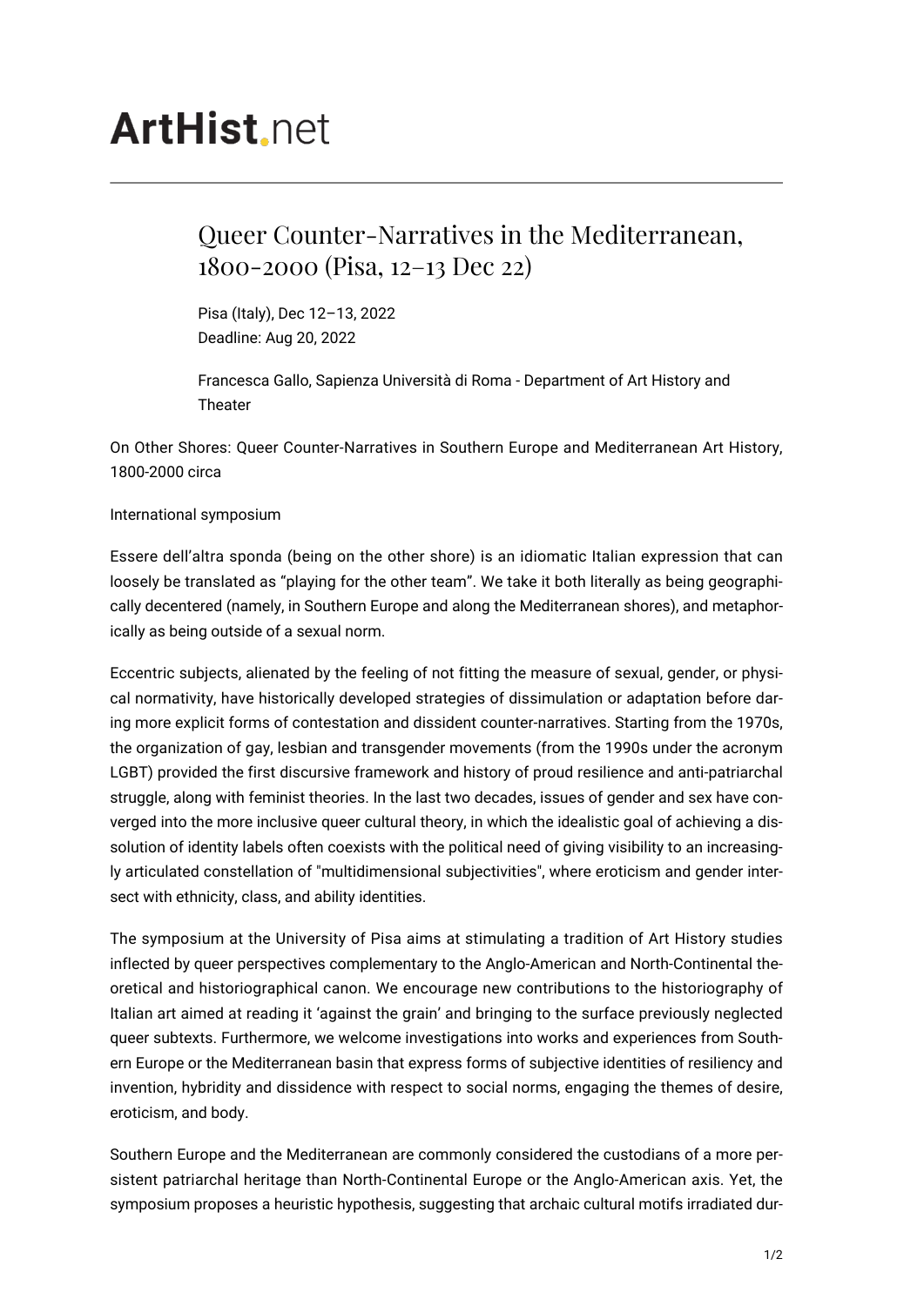ArtHist.net

# Queer Counter-Narratives in the Mediterranean, 1800-2000 (Pisa, 12–13 Dec 22)

Pisa (Italy), Dec 12–13, 2022
Deadline: Aug 20, 2022

Francesca Gallo, Sapienza Università di Roma - Department of Art History and Theater

On Other Shores: Queer Counter-Narratives in Southern Europe and Mediterranean Art History, 1800-2000 circa

International symposium

Essere dell'altra sponda (being on the other shore) is an idiomatic Italian expression that can loosely be translated as "playing for the other team". We take it both literally as being geographically decentered (namely, in Southern Europe and along the Mediterranean shores), and metaphorically as being outside of a sexual norm.

Eccentric subjects, alienated by the feeling of not fitting the measure of sexual, gender, or physical normativity, have historically developed strategies of dissimulation or adaptation before daring more explicit forms of contestation and dissident counter-narratives. Starting from the 1970s, the organization of gay, lesbian and transgender movements (from the 1990s under the acronym LGBT) provided the first discursive framework and history of proud resilience and anti-patriarchal struggle, along with feminist theories. In the last two decades, issues of gender and sex have converged into the more inclusive queer cultural theory, in which the idealistic goal of achieving a dissolution of identity labels often coexists with the political need of giving visibility to an increasingly articulated constellation of "multidimensional subjectivities", where eroticism and gender intersect with ethnicity, class, and ability identities.

The symposium at the University of Pisa aims at stimulating a tradition of Art History studies inflected by queer perspectives complementary to the Anglo-American and North-Continental theoretical and historiographical canon. We encourage new contributions to the historiography of Italian art aimed at reading it 'against the grain' and bringing to the surface previously neglected queer subtexts. Furthermore, we welcome investigations into works and experiences from Southern Europe or the Mediterranean basin that express forms of subjective identities of resiliency and invention, hybridity and dissidence with respect to social norms, engaging the themes of desire, eroticism, and body.

Southern Europe and the Mediterranean are commonly considered the custodians of a more persistent patriarchal heritage than North-Continental Europe or the Anglo-American axis. Yet, the symposium proposes a heuristic hypothesis, suggesting that archaic cultural motifs irradiated dur-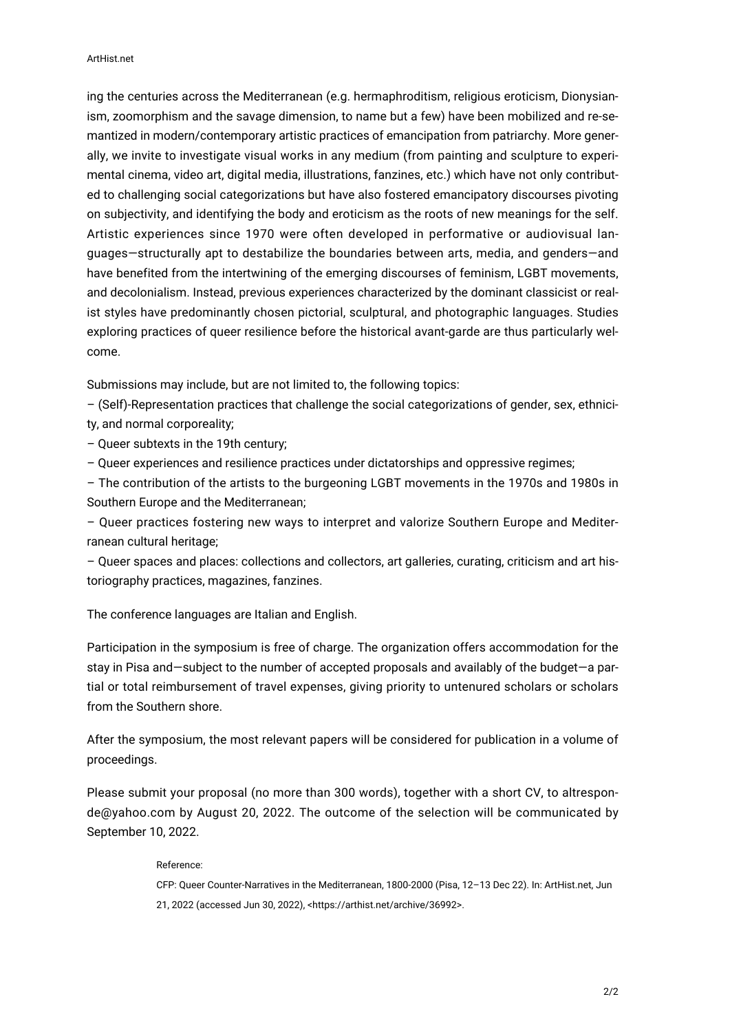ing the centuries across the Mediterranean (e.g. hermaphroditism, religious eroticism, Dionysianism, zoomorphism and the savage dimension, to name but a few) have been mobilized and re-semantized in modern/contemporary artistic practices of emancipation from patriarchy. More generally, we invite to investigate visual works in any medium (from painting and sculpture to experimental cinema, video art, digital media, illustrations, fanzines, etc.) which have not only contributed to challenging social categorizations but have also fostered emancipatory discourses pivoting on subjectivity, and identifying the body and eroticism as the roots of new meanings for the self. Artistic experiences since 1970 were often developed in performative or audiovisual languages—structurally apt to destabilize the boundaries between arts, media, and genders—and have benefited from the intertwining of the emerging discourses of feminism, LGBT movements, and decolonialism. Instead, previous experiences characterized by the dominant classicist or realist styles have predominantly chosen pictorial, sculptural, and photographic languages. Studies exploring practices of queer resilience before the historical avant-garde are thus particularly welcome.

Submissions may include, but are not limited to, the following topics:

– (Self)-Representation practices that challenge the social categorizations of gender, sex, ethnicity, and normal corporeality;

– Queer subtexts in the 19th century;

– Queer experiences and resilience practices under dictatorships and oppressive regimes;

– The contribution of the artists to the burgeoning LGBT movements in the 1970s and 1980s in Southern Europe and the Mediterranean;

– Queer practices fostering new ways to interpret and valorize Southern Europe and Mediterranean cultural heritage;

– Queer spaces and places: collections and collectors, art galleries, curating, criticism and art historiography practices, magazines, fanzines.

The conference languages are Italian and English.

Participation in the symposium is free of charge. The organization offers accommodation for the stay in Pisa and—subject to the number of accepted proposals and availably of the budget—a partial or total reimbursement of travel expenses, giving priority to untenured scholars or scholars from the Southern shore.

After the symposium, the most relevant papers will be considered for publication in a volume of proceedings.

Please submit your proposal (no more than 300 words), together with a short CV, to altresponde@yahoo.com by August 20, 2022. The outcome of the selection will be communicated by September 10, 2022.

Reference:

CFP: Queer Counter-Narratives in the Mediterranean, 1800-2000 (Pisa, 12–13 Dec 22). In: ArtHist.net, Jun 21, 2022 (accessed Jun 30, 2022), <https://arthist.net/archive/36992>.